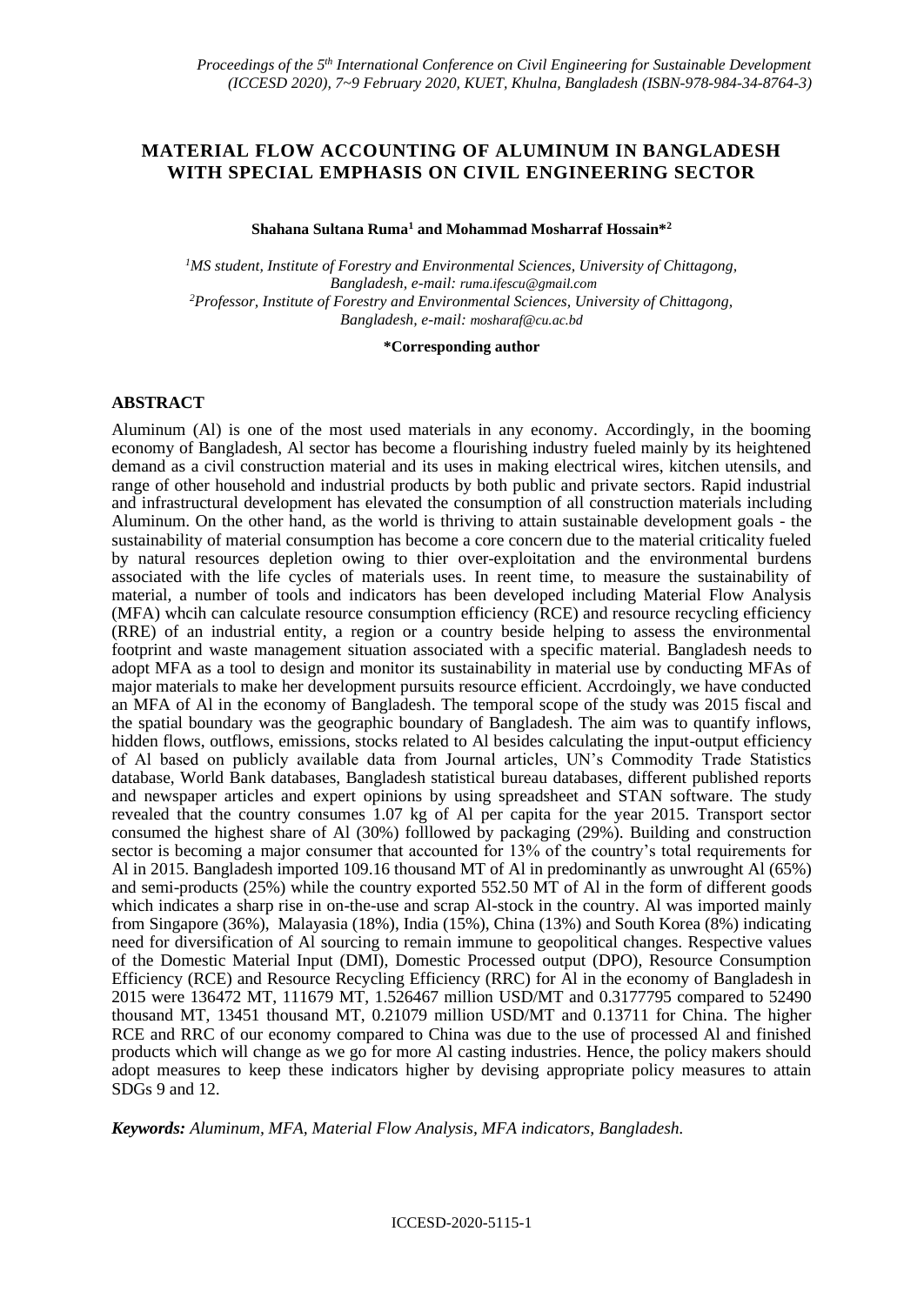# MATERIAL FLOW ACCOUNTING OF ALUMINUM IN BANGLADESH WITH SPECIAL EMPHASIS ON CIVIL ENGINEERING SECTOR

**Shahana Sultana Ruma[1] and Mohammad Mosharraf Hossain*[2]**

*[1]MS student, Institute of Forestry and Environmental Sciences, University of Chittagong, Bangladesh, e-mail: ruma.ifescu@gmail.com*
*[2]Professor, Institute of Forestry and Environmental Sciences, University of Chittagong, Bangladesh, e-mail: mosharaf@cu.ac.bd*

**\*Corresponding author**

## ABSTRACT

Aluminum (Al) is one of the most used materials in any economy. Accordingly, in the booming economy of Bangladesh, Al sector has become a flourishing industry fueled mainly by its heightened demand as a civil construction material and its uses in making electrical wires, kitchen utensils, and range of other household and industrial products by both public and private sectors. Rapid industrial and infrastructural development has elevated the consumption of all construction materials including Aluminum. On the other hand, as the world is thriving to attain sustainable development goals - the sustainability of material consumption has become a core concern due to the material criticality fueled by natural resources depletion owing to thier over-exploitation and the environmental burdens associated with the life cycles of materials uses. In reent time, to measure the sustainability of material, a number of tools and indicators has been developed including Material Flow Analysis (MFA) whcih can calculate resource consumption efficiency (RCE) and resource recycling efficiency (RRE) of an industrial entity, a region or a country beside helping to assess the environmental footprint and waste management situation associated with a specific material. Bangladesh needs to adopt MFA as a tool to design and monitor its sustainability in material use by conducting MFAs of major materials to make her development pursuits resource efficient. Accrdoingly, we have conducted an MFA of Al in the economy of Bangladesh. The temporal scope of the study was 2015 fiscal and the spatial boundary was the geographic boundary of Bangladesh. The aim was to quantify inflows, hidden flows, outflows, emissions, stocks related to Al besides calculating the input-output efficiency of Al based on publicly available data from Journal articles, UN's Commodity Trade Statistics database, World Bank databases, Bangladesh statistical bureau databases, different published reports and newspaper articles and expert opinions by using spreadsheet and STAN software. The study revealed that the country consumes 1.07 kg of Al per capita for the year 2015. Transport sector consumed the highest share of Al (30%) folllowed by packaging (29%). Building and construction sector is becoming a major consumer that accounted for 13% of the country's total requirements for Al in 2015. Bangladesh imported 109.16 thousand MT of Al in predominantly as unwrought Al (65%) and semi-products (25%) while the country exported 552.50 MT of Al in the form of different goods which indicates a sharp rise in on-the-use and scrap Al-stock in the country. Al was imported mainly from Singapore (36%), Malayasia (18%), India (15%), China (13%) and South Korea (8%) indicating need for diversification of Al sourcing to remain immune to geopolitical changes. Respective values of the Domestic Material Input (DMI), Domestic Processed output (DPO), Resource Consumption Efficiency (RCE) and Resource Recycling Efficiency (RRC) for Al in the economy of Bangladesh in 2015 were 136472 MT, 111679 MT, 1.526467 million USD/MT and 0.3177795 compared to 52490 thousand MT, 13451 thousand MT, 0.21079 million USD/MT and 0.13711 for China. The higher RCE and RRC of our economy compared to China was due to the use of processed Al and finished products which will change as we go for more Al casting industries. Hence, the policy makers should adopt measures to keep these indicators higher by devising appropriate policy measures to attain SDGs 9 and 12.

***Keywords:*** *Aluminum, MFA, Material Flow Analysis, MFA indicators, Bangladesh.*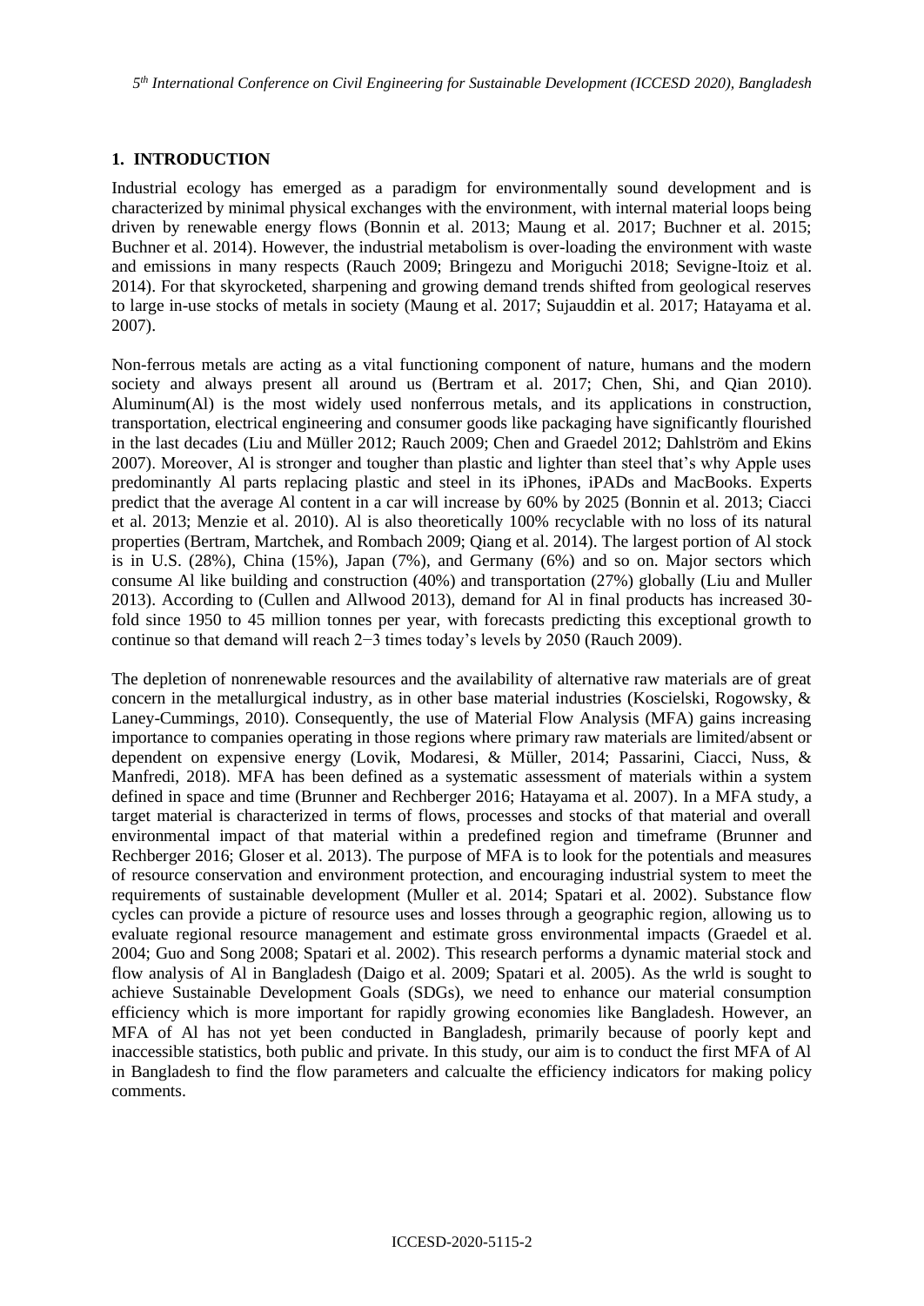## 1. INTRODUCTION

Industrial ecology has emerged as a paradigm for environmentally sound development and is characterized by minimal physical exchanges with the environment, with internal material loops being driven by renewable energy flows (Bonnin et al. 2013; Maung et al. 2017; Buchner et al. 2015; Buchner et al. 2014). However, the industrial metabolism is over-loading the environment with waste and emissions in many respects (Rauch 2009; Bringezu and Moriguchi 2018; Sevigne-Itoiz et al. 2014). For that skyrocketed, sharpening and growing demand trends shifted from geological reserves to large in-use stocks of metals in society (Maung et al. 2017; Sujauddin et al. 2017; Hatayama et al. 2007).

Non-ferrous metals are acting as a vital functioning component of nature, humans and the modern society and always present all around us (Bertram et al. 2017; Chen, Shi, and Qian 2010). Aluminum(Al) is the most widely used nonferrous metals, and its applications in construction, transportation, electrical engineering and consumer goods like packaging have significantly flourished in the last decades (Liu and Müller 2012; Rauch 2009; Chen and Graedel 2012; Dahlström and Ekins 2007). Moreover, Al is stronger and tougher than plastic and lighter than steel that's why Apple uses predominantly Al parts replacing plastic and steel in its iPhones, iPADs and MacBooks. Experts predict that the average Al content in a car will increase by 60% by 2025 (Bonnin et al. 2013; Ciacci et al. 2013; Menzie et al. 2010). Al is also theoretically 100% recyclable with no loss of its natural properties (Bertram, Martchek, and Rombach 2009; Qiang et al. 2014). The largest portion of Al stock is in U.S. (28%), China (15%), Japan (7%), and Germany (6%) and so on. Major sectors which consume Al like building and construction (40%) and transportation (27%) globally (Liu and Muller 2013). According to (Cullen and Allwood 2013), demand for Al in final products has increased 30-fold since 1950 to 45 million tonnes per year, with forecasts predicting this exceptional growth to continue so that demand will reach 2−3 times today's levels by 2050 (Rauch 2009).

The depletion of nonrenewable resources and the availability of alternative raw materials are of great concern in the metallurgical industry, as in other base material industries (Koscielski, Rogowsky, & Laney-Cummings, 2010). Consequently, the use of Material Flow Analysis (MFA) gains increasing importance to companies operating in those regions where primary raw materials are limited/absent or dependent on expensive energy (Lovik, Modaresi, & Müller, 2014; Passarini, Ciacci, Nuss, & Manfredi, 2018). MFA has been defined as a systematic assessment of materials within a system defined in space and time (Brunner and Rechberger 2016; Hatayama et al. 2007). In a MFA study, a target material is characterized in terms of flows, processes and stocks of that material and overall environmental impact of that material within a predefined region and timeframe (Brunner and Rechberger 2016; Gloser et al. 2013). The purpose of MFA is to look for the potentials and measures of resource conservation and environment protection, and encouraging industrial system to meet the requirements of sustainable development (Muller et al. 2014; Spatari et al. 2002). Substance flow cycles can provide a picture of resource uses and losses through a geographic region, allowing us to evaluate regional resource management and estimate gross environmental impacts (Graedel et al. 2004; Guo and Song 2008; Spatari et al. 2002). This research performs a dynamic material stock and flow analysis of Al in Bangladesh (Daigo et al. 2009; Spatari et al. 2005). As the wrld is sought to achieve Sustainable Development Goals (SDGs), we need to enhance our material consumption efficiency which is more important for rapidly growing economies like Bangladesh. However, an MFA of Al has not yet been conducted in Bangladesh, primarily because of poorly kept and inaccessible statistics, both public and private. In this study, our aim is to conduct the first MFA of Al in Bangladesh to find the flow parameters and calcualte the efficiency indicators for making policy comments.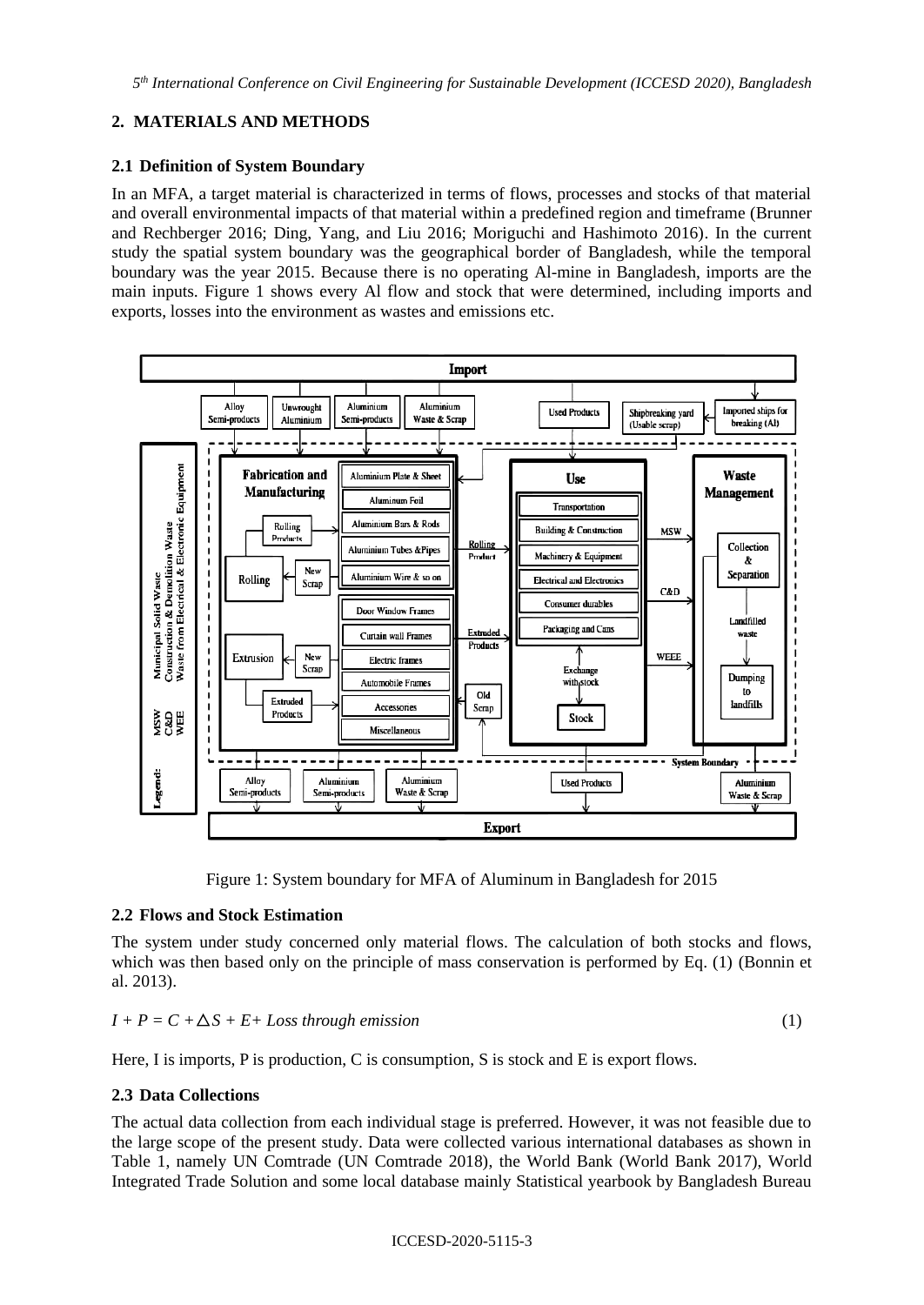## 2. MATERIALS AND METHODS

### 2.1 Definition of System Boundary

In an MFA, a target material is characterized in terms of flows, processes and stocks of that material and overall environmental impacts of that material within a predefined region and timeframe (Brunner and Rechberger 2016; Ding, Yang, and Liu 2016; Moriguchi and Hashimoto 2016). In the current study the spatial system boundary was the geographical border of Bangladesh, while the temporal boundary was the year 2015. Because there is no operating Al-mine in Bangladesh, imports are the main inputs. Figure 1 shows every Al flow and stock that were determined, including imports and exports, losses into the environment as wastes and emissions etc.

Figure 1: System boundary for MFA of Aluminum in Bangladesh for 2015

### 2.2 Flows and Stock Estimation

The system under study concerned only material flows. The calculation of both stocks and flows, which was then based only on the principle of mass conservation is performed by Eq. (1) (Bonnin et al. 2013).

$$I + P = C + \triangle S + E + \textit{Loss through emission} \quad (1)$$

Here, I is imports, P is production, C is consumption, S is stock and E is export flows.

### 2.3 Data Collections

The actual data collection from each individual stage is preferred. However, it was not feasible due to the large scope of the present study. Data were collected various international databases as shown in Table 1, namely UN Comtrade (UN Comtrade 2018), the World Bank (World Bank 2017), World Integrated Trade Solution and some local database mainly Statistical yearbook by Bangladesh Bureau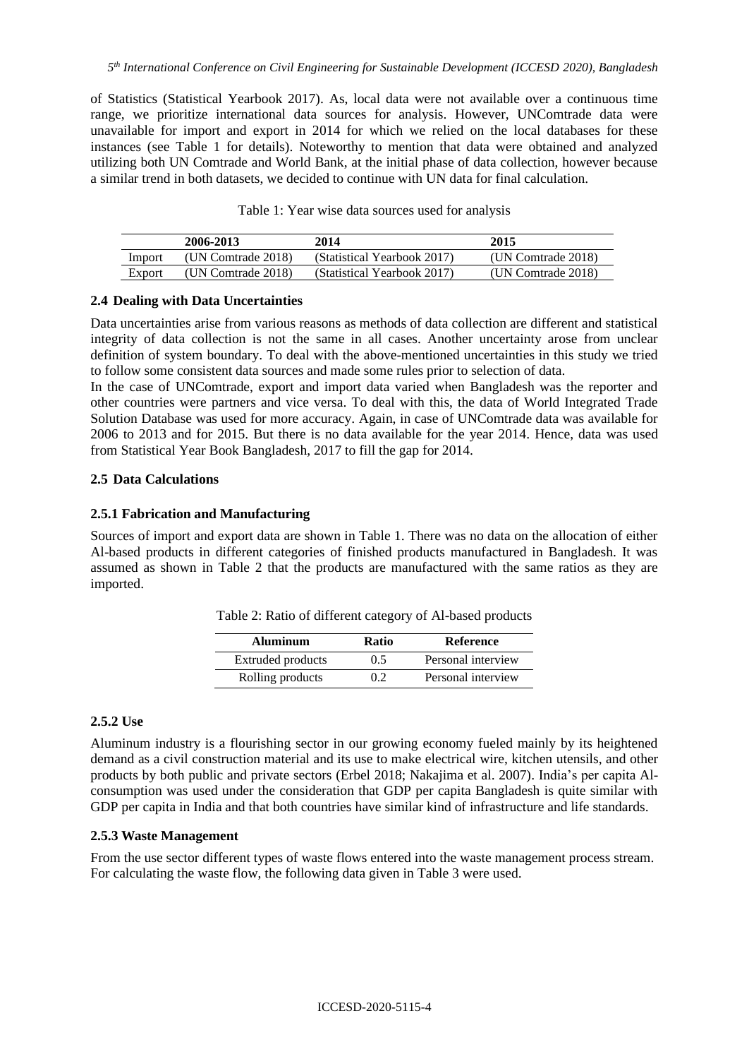of Statistics (Statistical Yearbook 2017). As, local data were not available over a continuous time range, we prioritize international data sources for analysis. However, UNComtrade data were unavailable for import and export in 2014 for which we relied on the local databases for these instances (see Table 1 for details). Noteworthy to mention that data were obtained and analyzed utilizing both UN Comtrade and World Bank, at the initial phase of data collection, however because a similar trend in both datasets, we decided to continue with UN data for final calculation.

Table 1: Year wise data sources used for analysis

| | 2006-2013 | 2014 | 2015 |
|---|---|---|---|
| Import | (UN Comtrade 2018) | (Statistical Yearbook 2017) | (UN Comtrade 2018) |
| Export | (UN Comtrade 2018) | (Statistical Yearbook 2017) | (UN Comtrade 2018) |

### 2.4 Dealing with Data Uncertainties

Data uncertainties arise from various reasons as methods of data collection are different and statistical integrity of data collection is not the same in all cases. Another uncertainty arose from unclear definition of system boundary. To deal with the above-mentioned uncertainties in this study we tried to follow some consistent data sources and made some rules prior to selection of data.

In the case of UNComtrade, export and import data varied when Bangladesh was the reporter and other countries were partners and vice versa. To deal with this, the data of World Integrated Trade Solution Database was used for more accuracy. Again, in case of UNComtrade data was available for 2006 to 2013 and for 2015. But there is no data available for the year 2014. Hence, data was used from Statistical Year Book Bangladesh, 2017 to fill the gap for 2014.

### 2.5 Data Calculations

#### 2.5.1 Fabrication and Manufacturing

Sources of import and export data are shown in Table 1. There was no data on the allocation of either Al-based products in different categories of finished products manufactured in Bangladesh. It was assumed as shown in Table 2 that the products are manufactured with the same ratios as they are imported.

Table 2: Ratio of different category of Al-based products

| Aluminum | Ratio | Reference |
|---|---|---|
| Extruded products | 0.5 | Personal interview |
| Rolling products | 0.2 | Personal interview |

#### 2.5.2 Use

Aluminum industry is a flourishing sector in our growing economy fueled mainly by its heightened demand as a civil construction material and its use to make electrical wire, kitchen utensils, and other products by both public and private sectors (Erbel 2018; Nakajima et al. 2007). India's per capita Al-consumption was used under the consideration that GDP per capita Bangladesh is quite similar with GDP per capita in India and that both countries have similar kind of infrastructure and life standards.

#### 2.5.3 Waste Management

From the use sector different types of waste flows entered into the waste management process stream. For calculating the waste flow, the following data given in Table 3 were used.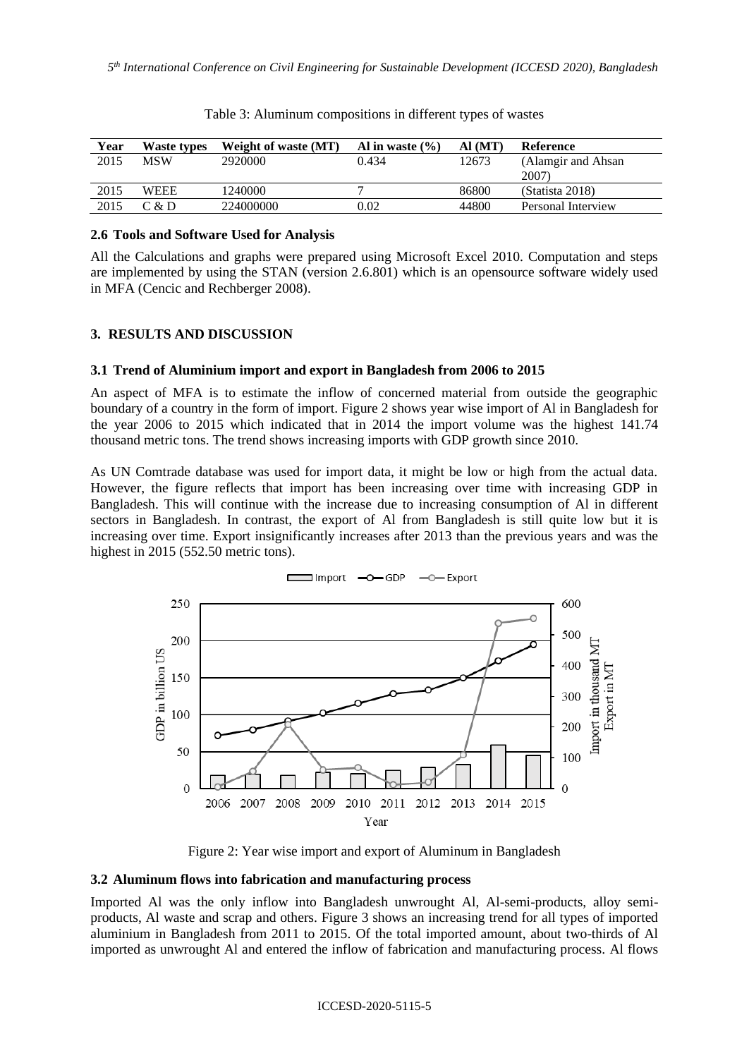Table 3: Aluminum compositions in different types of wastes

| Year | Waste types | Weight of waste (MT) | Al in waste (%) | Al (MT) | Reference |
|---|---|---|---|---|---|
| 2015 | MSW | 2920000 | 0.434 | 12673 | (Alamgir and Ahsan 2007) |
| 2015 | WEEE | 1240000 | 7 | 86800 | (Statista 2018) |
| 2015 | C & D | 224000000 | 0.02 | 44800 | Personal Interview |

### 2.6 Tools and Software Used for Analysis

All the Calculations and graphs were prepared using Microsoft Excel 2010. Computation and steps are implemented by using the STAN (version 2.6.801) which is an opensource software widely used in MFA (Cencic and Rechberger 2008).

## 3. RESULTS AND DISCUSSION

### 3.1 Trend of Aluminium import and export in Bangladesh from 2006 to 2015

An aspect of MFA is to estimate the inflow of concerned material from outside the geographic boundary of a country in the form of import. Figure 2 shows year wise import of Al in Bangladesh for the year 2006 to 2015 which indicated that in 2014 the import volume was the highest 141.74 thousand metric tons. The trend shows increasing imports with GDP growth since 2010.

As UN Comtrade database was used for import data, it might be low or high from the actual data. However, the figure reflects that import has been increasing over time with increasing GDP in Bangladesh. This will continue with the increase due to increasing consumption of Al in different sectors in Bangladesh. In contrast, the export of Al from Bangladesh is still quite low but it is increasing over time. Export insignificantly increases after 2013 than the previous years and was the highest in 2015 (552.50 metric tons).

Figure 2: Year wise import and export of Aluminum in Bangladesh

### 3.2 Aluminum flows into fabrication and manufacturing process

Imported Al was the only inflow into Bangladesh unwrought Al, Al-semi-products, alloy semi-products, Al waste and scrap and others. Figure 3 shows an increasing trend for all types of imported aluminium in Bangladesh from 2011 to 2015. Of the total imported amount, about two-thirds of Al imported as unwrought Al and entered the inflow of fabrication and manufacturing process. Al flows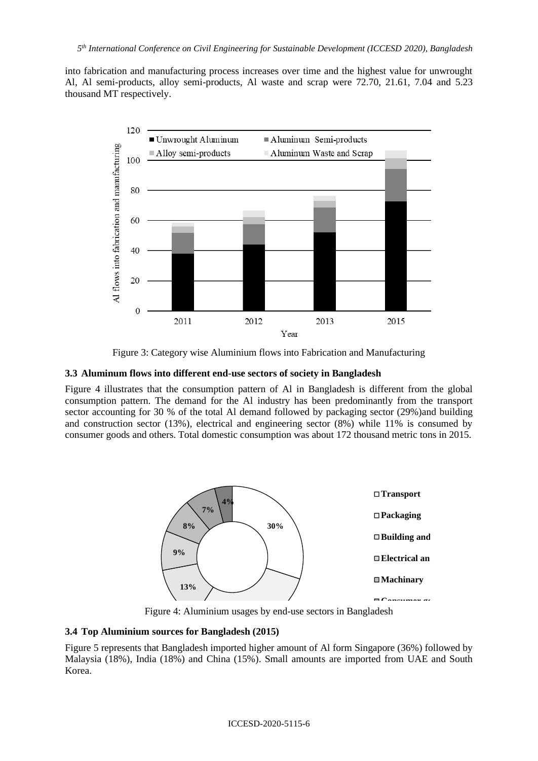into fabrication and manufacturing process increases over time and the highest value for unwrought Al, Al semi-products, alloy semi-products, Al waste and scrap were 72.70, 21.61, 7.04 and 5.23 thousand MT respectively.

Figure 3: Category wise Aluminium flows into Fabrication and Manufacturing

### 3.3 Aluminum flows into different end-use sectors of society in Bangladesh

Figure 4 illustrates that the consumption pattern of Al in Bangladesh is different from the global consumption pattern. The demand for the Al industry has been predominantly from the transport sector accounting for 30 % of the total Al demand followed by packaging sector (29%)and building and construction sector (13%), electrical and engineering sector (8%) while 11% is consumed by consumer goods and others. Total domestic consumption was about 172 thousand metric tons in 2015.

Figure 4: Aluminium usages by end-use sectors in Bangladesh

### 3.4 Top Aluminium sources for Bangladesh (2015)

Figure 5 represents that Bangladesh imported higher amount of Al form Singapore (36%) followed by Malaysia (18%), India (18%) and China (15%). Small amounts are imported from UAE and South Korea.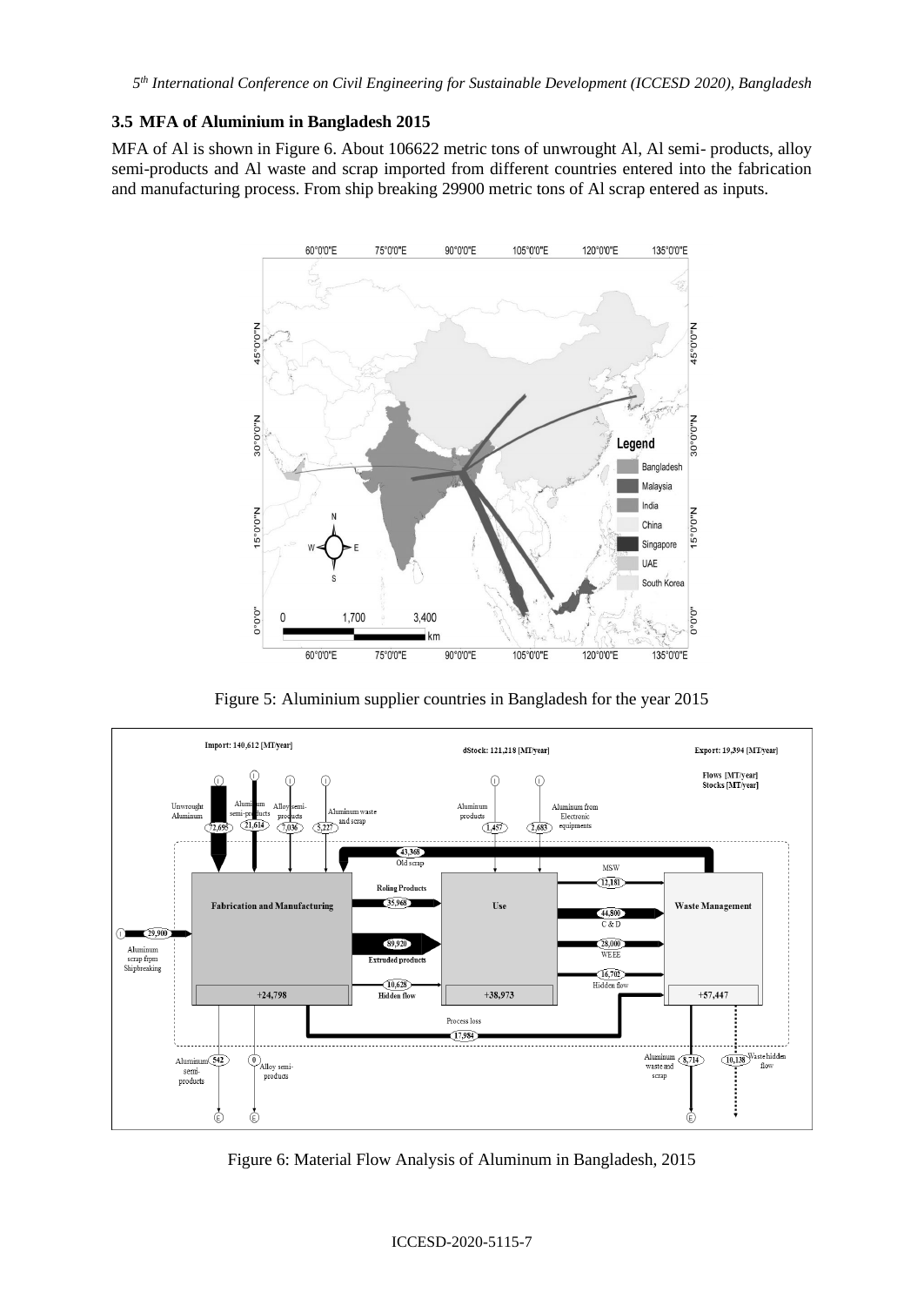### 3.5 MFA of Aluminium in Bangladesh 2015

MFA of Al is shown in Figure 6. About 106622 metric tons of unwrought Al, Al semi- products, alloy semi-products and Al waste and scrap imported from different countries entered into the fabrication and manufacturing process. From ship breaking 29900 metric tons of Al scrap entered as inputs.

Figure 5: Aluminium supplier countries in Bangladesh for the year 2015

Figure 6: Material Flow Analysis of Aluminum in Bangladesh, 2015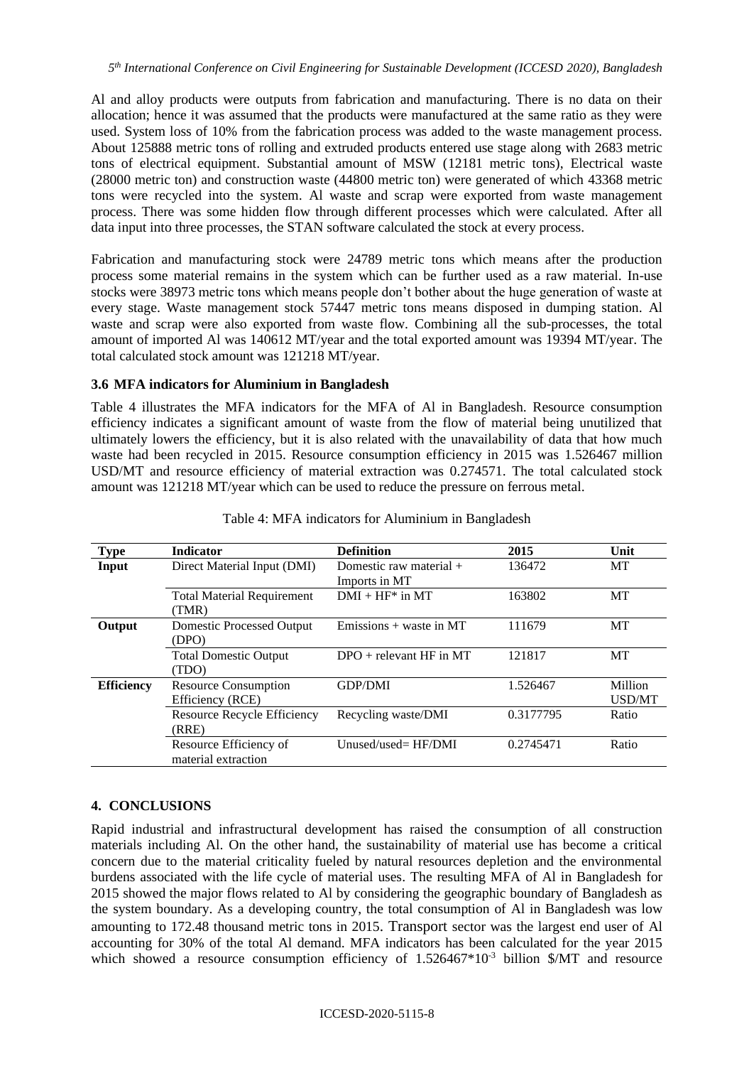Al and alloy products were outputs from fabrication and manufacturing. There is no data on their allocation; hence it was assumed that the products were manufactured at the same ratio as they were used. System loss of 10% from the fabrication process was added to the waste management process. About 125888 metric tons of rolling and extruded products entered use stage along with 2683 metric tons of electrical equipment. Substantial amount of MSW (12181 metric tons), Electrical waste (28000 metric ton) and construction waste (44800 metric ton) were generated of which 43368 metric tons were recycled into the system. Al waste and scrap were exported from waste management process. There was some hidden flow through different processes which were calculated. After all data input into three processes, the STAN software calculated the stock at every process.

Fabrication and manufacturing stock were 24789 metric tons which means after the production process some material remains in the system which can be further used as a raw material. In-use stocks were 38973 metric tons which means people don't bother about the huge generation of waste at every stage. Waste management stock 57447 metric tons means disposed in dumping station. Al waste and scrap were also exported from waste flow. Combining all the sub-processes, the total amount of imported Al was 140612 MT/year and the total exported amount was 19394 MT/year. The total calculated stock amount was 121218 MT/year.

### 3.6 MFA indicators for Aluminium in Bangladesh

Table 4 illustrates the MFA indicators for the MFA of Al in Bangladesh. Resource consumption efficiency indicates a significant amount of waste from the flow of material being unutilized that ultimately lowers the efficiency, but it is also related with the unavailability of data that how much waste had been recycled in 2015. Resource consumption efficiency in 2015 was 1.526467 million USD/MT and resource efficiency of material extraction was 0.274571. The total calculated stock amount was 121218 MT/year which can be used to reduce the pressure on ferrous metal.

Table 4: MFA indicators for Aluminium in Bangladesh

| Type | Indicator | Definition | 2015 | Unit |
|---|---|---|---|---|
| **Input** | Direct Material Input (DMI) | Domestic raw material + Imports in MT | 136472 | MT |
| | Total Material Requirement (TMR) | DMI + HF* in MT | 163802 | MT |
| **Output** | Domestic Processed Output (DPO) | Emissions + waste in MT | 111679 | MT |
| | Total Domestic Output (TDO) | DPO + relevant HF in MT | 121817 | MT |
| **Efficiency** | Resource Consumption Efficiency (RCE) | GDP/DMI | 1.526467 | Million USD/MT |
| | Resource Recycle Efficiency (RRE) | Recycling waste/DMI | 0.3177795 | Ratio |
| | Resource Efficiency of material extraction | Unused/used= HF/DMI | 0.2745471 | Ratio |

## 4. CONCLUSIONS

Rapid industrial and infrastructural development has raised the consumption of all construction materials including Al. On the other hand, the sustainability of material use has become a critical concern due to the material criticality fueled by natural resources depletion and the environmental burdens associated with the life cycle of material uses. The resulting MFA of Al in Bangladesh for 2015 showed the major flows related to Al by considering the geographic boundary of Bangladesh as the system boundary. As a developing country, the total consumption of Al in Bangladesh was low amounting to 172.48 thousand metric tons in 2015. Transport sector was the largest end user of Al accounting for 30% of the total Al demand. MFA indicators has been calculated for the year 2015 which showed a resource consumption efficiency of $1.526467 \times 10^{-3}$ billion \$/MT and resource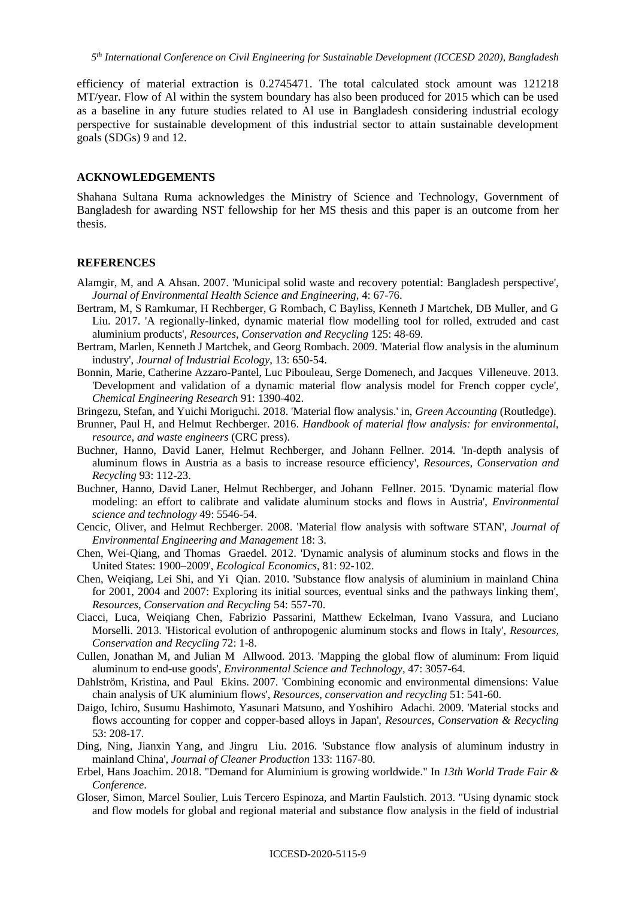efficiency of material extraction is 0.2745471. The total calculated stock amount was 121218 MT/year. Flow of Al within the system boundary has also been produced for 2015 which can be used as a baseline in any future studies related to Al use in Bangladesh considering industrial ecology perspective for sustainable development of this industrial sector to attain sustainable development goals (SDGs) 9 and 12.

## ACKNOWLEDGEMENTS

Shahana Sultana Ruma acknowledges the Ministry of Science and Technology, Government of Bangladesh for awarding NST fellowship for her MS thesis and this paper is an outcome from her thesis.

## REFERENCES

Alamgir, M, and A Ahsan. 2007. 'Municipal solid waste and recovery potential: Bangladesh perspective', *Journal of Environmental Health Science and Engineering*, 4: 67-76.

Bertram, M, S Ramkumar, H Rechberger, G Rombach, C Bayliss, Kenneth J Martchek, DB Muller, and G Liu. 2017. 'A regionally-linked, dynamic material flow modelling tool for rolled, extruded and cast aluminium products', *Resources, Conservation and Recycling* 125: 48-69.

Bertram, Marlen, Kenneth J Martchek, and Georg Rombach. 2009. 'Material flow analysis in the aluminum industry', *Journal of Industrial Ecology*, 13: 650-54.

Bonnin, Marie, Catherine Azzaro-Pantel, Luc Pibouleau, Serge Domenech, and Jacques Villeneuve. 2013. 'Development and validation of a dynamic material flow analysis model for French copper cycle', *Chemical Engineering Research* 91: 1390-402.

Bringezu, Stefan, and Yuichi Moriguchi. 2018. 'Material flow analysis.' in, *Green Accounting* (Routledge).

Brunner, Paul H, and Helmut Rechberger. 2016. *Handbook of material flow analysis: for environmental, resource, and waste engineers* (CRC press).

Buchner, Hanno, David Laner, Helmut Rechberger, and Johann Fellner. 2014. 'In-depth analysis of aluminum flows in Austria as a basis to increase resource efficiency', *Resources, Conservation and Recycling* 93: 112-23.

Buchner, Hanno, David Laner, Helmut Rechberger, and Johann Fellner. 2015. 'Dynamic material flow modeling: an effort to calibrate and validate aluminum stocks and flows in Austria', *Environmental science and technology* 49: 5546-54.

Cencic, Oliver, and Helmut Rechberger. 2008. 'Material flow analysis with software STAN', *Journal of Environmental Engineering and Management* 18: 3.

Chen, Wei-Qiang, and Thomas Graedel. 2012. 'Dynamic analysis of aluminum stocks and flows in the United States: 1900–2009', *Ecological Economics*, 81: 92-102.

Chen, Weiqiang, Lei Shi, and Yi Qian. 2010. 'Substance flow analysis of aluminium in mainland China for 2001, 2004 and 2007: Exploring its initial sources, eventual sinks and the pathways linking them', *Resources, Conservation and Recycling* 54: 557-70.

Ciacci, Luca, Weiqiang Chen, Fabrizio Passarini, Matthew Eckelman, Ivano Vassura, and Luciano Morselli. 2013. 'Historical evolution of anthropogenic aluminum stocks and flows in Italy', *Resources, Conservation and Recycling* 72: 1-8.

Cullen, Jonathan M, and Julian M Allwood. 2013. 'Mapping the global flow of aluminum: From liquid aluminum to end-use goods', *Environmental Science and Technology*, 47: 3057-64.

Dahlström, Kristina, and Paul Ekins. 2007. 'Combining economic and environmental dimensions: Value chain analysis of UK aluminium flows', *Resources, conservation and recycling* 51: 541-60.

Daigo, Ichiro, Susumu Hashimoto, Yasunari Matsuno, and Yoshihiro Adachi. 2009. 'Material stocks and flows accounting for copper and copper-based alloys in Japan', *Resources, Conservation & Recycling* 53: 208-17.

Ding, Ning, Jianxin Yang, and Jingru Liu. 2016. 'Substance flow analysis of aluminum industry in mainland China', *Journal of Cleaner Production* 133: 1167-80.

Erbel, Hans Joachim. 2018. "Demand for Aluminium is growing worldwide." In *13th World Trade Fair & Conference*.

Gloser, Simon, Marcel Soulier, Luis Tercero Espinoza, and Martin Faulstich. 2013. "Using dynamic stock and flow models for global and regional material and substance flow analysis in the field of industrial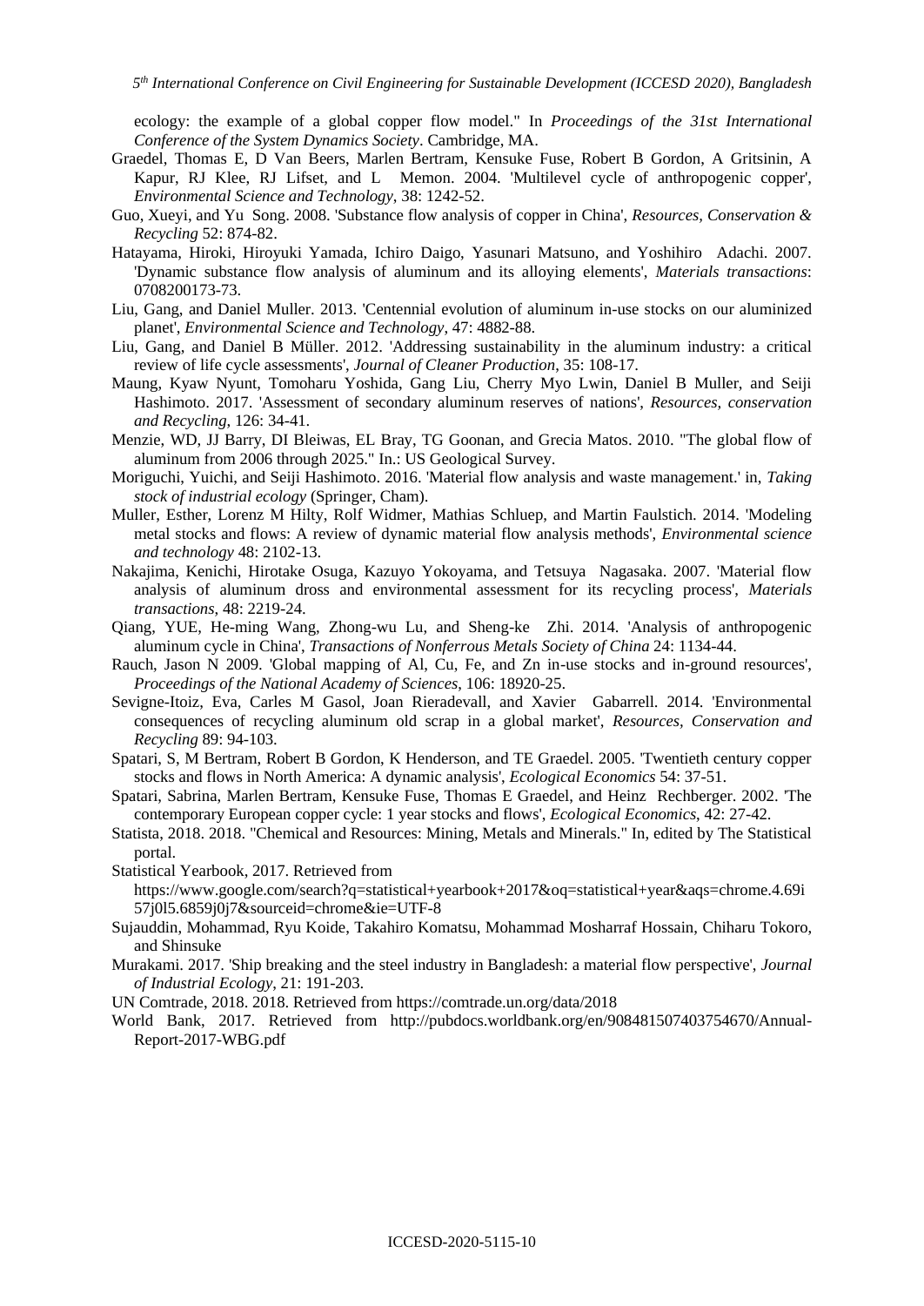ecology: the example of a global copper flow model." In *Proceedings of the 31st International Conference of the System Dynamics Society*. Cambridge, MA.

Graedel, Thomas E, D Van Beers, Marlen Bertram, Kensuke Fuse, Robert B Gordon, A Gritsinin, A Kapur, RJ Klee, RJ Lifset, and L Memon. 2004. 'Multilevel cycle of anthropogenic copper', *Environmental Science and Technology*, 38: 1242-52.

Guo, Xueyi, and Yu Song. 2008. 'Substance flow analysis of copper in China', *Resources, Conservation & Recycling* 52: 874-82.

Hatayama, Hiroki, Hiroyuki Yamada, Ichiro Daigo, Yasunari Matsuno, and Yoshihiro Adachi. 2007. 'Dynamic substance flow analysis of aluminum and its alloying elements', *Materials transactions*: 0708200173-73.

Liu, Gang, and Daniel Muller. 2013. 'Centennial evolution of aluminum in-use stocks on our aluminized planet', *Environmental Science and Technology*, 47: 4882-88.

Liu, Gang, and Daniel B Müller. 2012. 'Addressing sustainability in the aluminum industry: a critical review of life cycle assessments', *Journal of Cleaner Production*, 35: 108-17.

Maung, Kyaw Nyunt, Tomoharu Yoshida, Gang Liu, Cherry Myo Lwin, Daniel B Muller, and Seiji Hashimoto. 2017. 'Assessment of secondary aluminum reserves of nations', *Resources, conservation and Recycling*, 126: 34-41.

Menzie, WD, JJ Barry, DI Bleiwas, EL Bray, TG Goonan, and Grecia Matos. 2010. "The global flow of aluminum from 2006 through 2025." In.: US Geological Survey.

Moriguchi, Yuichi, and Seiji Hashimoto. 2016. 'Material flow analysis and waste management.' in, *Taking stock of industrial ecology* (Springer, Cham).

Muller, Esther, Lorenz M Hilty, Rolf Widmer, Mathias Schluep, and Martin Faulstich. 2014. 'Modeling metal stocks and flows: A review of dynamic material flow analysis methods', *Environmental science and technology* 48: 2102-13.

Nakajima, Kenichi, Hirotake Osuga, Kazuyo Yokoyama, and Tetsuya Nagasaka. 2007. 'Material flow analysis of aluminum dross and environmental assessment for its recycling process', *Materials transactions*, 48: 2219-24.

Qiang, YUE, He-ming Wang, Zhong-wu Lu, and Sheng-ke Zhi. 2014. 'Analysis of anthropogenic aluminum cycle in China', *Transactions of Nonferrous Metals Society of China* 24: 1134-44.

Rauch, Jason N 2009. 'Global mapping of Al, Cu, Fe, and Zn in-use stocks and in-ground resources', *Proceedings of the National Academy of Sciences*, 106: 18920-25.

Sevigne-Itoiz, Eva, Carles M Gasol, Joan Rieradevall, and Xavier Gabarrell. 2014. 'Environmental consequences of recycling aluminum old scrap in a global market', *Resources, Conservation and Recycling* 89: 94-103.

Spatari, S, M Bertram, Robert B Gordon, K Henderson, and TE Graedel. 2005. 'Twentieth century copper stocks and flows in North America: A dynamic analysis', *Ecological Economics* 54: 37-51.

Spatari, Sabrina, Marlen Bertram, Kensuke Fuse, Thomas E Graedel, and Heinz Rechberger. 2002. 'The contemporary European copper cycle: 1 year stocks and flows', *Ecological Economics*, 42: 27-42.

Statista, 2018. 2018. "Chemical and Resources: Mining, Metals and Minerals." In, edited by The Statistical portal.

Statistical Yearbook, 2017. Retrieved from https://www.google.com/search?q=statistical+yearbook+2017&oq=statistical+year&aqs=chrome.4.69i57j0l5.6859j0j7&sourceid=chrome&ie=UTF-8

Sujauddin, Mohammad, Ryu Koide, Takahiro Komatsu, Mohammad Mosharraf Hossain, Chiharu Tokoro, and Shinsuke

Murakami. 2017. 'Ship breaking and the steel industry in Bangladesh: a material flow perspective', *Journal of Industrial Ecology*, 21: 191-203.

UN Comtrade, 2018. 2018. Retrieved from https://comtrade.un.org/data/2018

World Bank, 2017. Retrieved from http://pubdocs.worldbank.org/en/908481507403754670/Annual-Report-2017-WBG.pdf